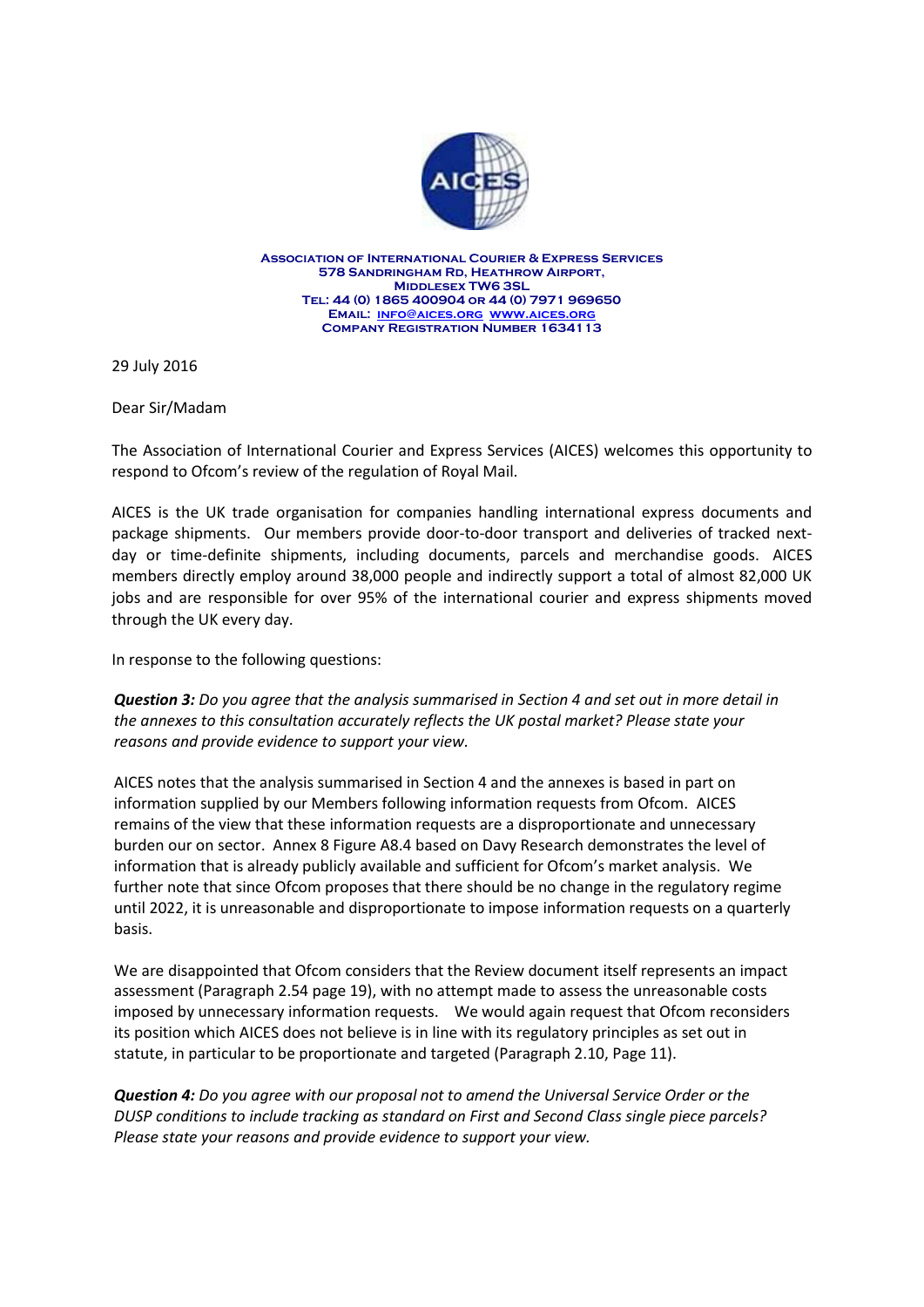**Association of International Courier & Express Services**
**578 Sandringham Rd, Heathrow Airport,**
**Middlesex TW6 3SL**
**Tel: 44 (0) 1865 400904 or 44 (0) 7971 969650**
**Email: info@aices.org www.aices.org**
**Company Registration Number 1634113**

29 July 2016

Dear Sir/Madam

The Association of International Courier and Express Services (AICES) welcomes this opportunity to respond to Ofcom's review of the regulation of Royal Mail.

AICES is the UK trade organisation for companies handling international express documents and package shipments. Our members provide door-to-door transport and deliveries of tracked next-day or time-definite shipments, including documents, parcels and merchandise goods. AICES members directly employ around 38,000 people and indirectly support a total of almost 82,000 UK jobs and are responsible for over 95% of the international courier and express shipments moved through the UK every day.

In response to the following questions:

***Question 3:*** *Do you agree that the analysis summarised in Section 4 and set out in more detail in the annexes to this consultation accurately reflects the UK postal market? Please state your reasons and provide evidence to support your view.*

AICES notes that the analysis summarised in Section 4 and the annexes is based in part on information supplied by our Members following information requests from Ofcom. AICES remains of the view that these information requests are a disproportionate and unnecessary burden our on sector. Annex 8 Figure A8.4 based on Davy Research demonstrates the level of information that is already publicly available and sufficient for Ofcom's market analysis. We further note that since Ofcom proposes that there should be no change in the regulatory regime until 2022, it is unreasonable and disproportionate to impose information requests on a quarterly basis.

We are disappointed that Ofcom considers that the Review document itself represents an impact assessment (Paragraph 2.54 page 19), with no attempt made to assess the unreasonable costs imposed by unnecessary information requests. We would again request that Ofcom reconsiders its position which AICES does not believe is in line with its regulatory principles as set out in statute, in particular to be proportionate and targeted (Paragraph 2.10, Page 11).

***Question 4:*** *Do you agree with our proposal not to amend the Universal Service Order or the DUSP conditions to include tracking as standard on First and Second Class single piece parcels? Please state your reasons and provide evidence to support your view.*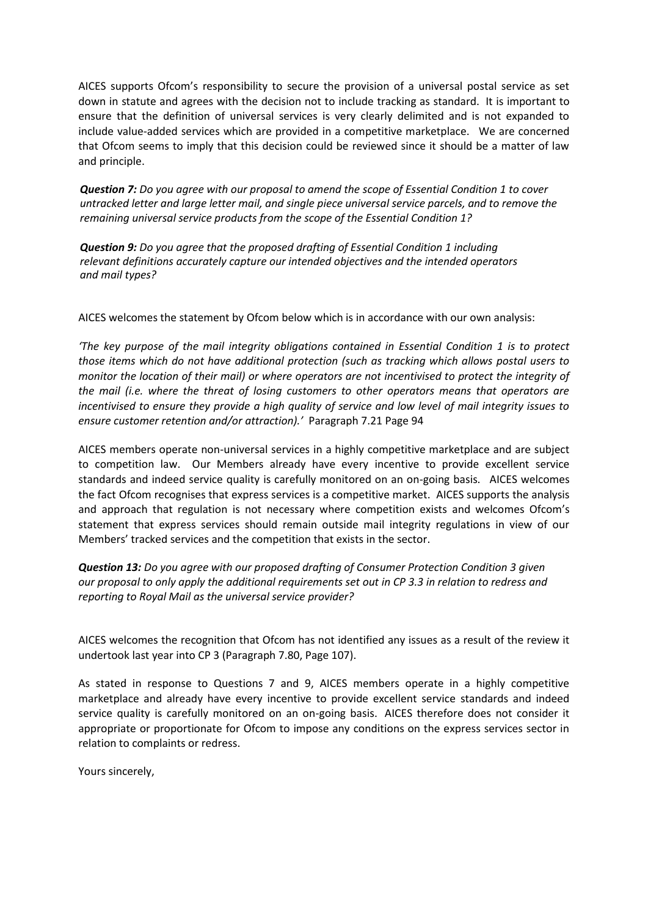AICES supports Ofcom's responsibility to secure the provision of a universal postal service as set down in statute and agrees with the decision not to include tracking as standard. It is important to ensure that the definition of universal services is very clearly delimited and is not expanded to include value-added services which are provided in a competitive marketplace. We are concerned that Ofcom seems to imply that this decision could be reviewed since it should be a matter of law and principle.

***Question 7:*** *Do you agree with our proposal to amend the scope of Essential Condition 1 to cover untracked letter and large letter mail, and single piece universal service parcels, and to remove the remaining universal service products from the scope of the Essential Condition 1?*

***Question 9:*** *Do you agree that the proposed drafting of Essential Condition 1 including relevant definitions accurately capture our intended objectives and the intended operators and mail types?*

AICES welcomes the statement by Ofcom below which is in accordance with our own analysis:

*'The key purpose of the mail integrity obligations contained in Essential Condition 1 is to protect those items which do not have additional protection (such as tracking which allows postal users to monitor the location of their mail) or where operators are not incentivised to protect the integrity of the mail (i.e. where the threat of losing customers to other operators means that operators are incentivised to ensure they provide a high quality of service and low level of mail integrity issues to ensure customer retention and/or attraction).'* Paragraph 7.21 Page 94

AICES members operate non-universal services in a highly competitive marketplace and are subject to competition law. Our Members already have every incentive to provide excellent service standards and indeed service quality is carefully monitored on an on-going basis. AICES welcomes the fact Ofcom recognises that express services is a competitive market. AICES supports the analysis and approach that regulation is not necessary where competition exists and welcomes Ofcom's statement that express services should remain outside mail integrity regulations in view of our Members' tracked services and the competition that exists in the sector.

***Question 13:*** *Do you agree with our proposed drafting of Consumer Protection Condition 3 given our proposal to only apply the additional requirements set out in CP 3.3 in relation to redress and reporting to Royal Mail as the universal service provider?*

AICES welcomes the recognition that Ofcom has not identified any issues as a result of the review it undertook last year into CP 3 (Paragraph 7.80, Page 107).

As stated in response to Questions 7 and 9, AICES members operate in a highly competitive marketplace and already have every incentive to provide excellent service standards and indeed service quality is carefully monitored on an on-going basis. AICES therefore does not consider it appropriate or proportionate for Ofcom to impose any conditions on the express services sector in relation to complaints or redress.

Yours sincerely,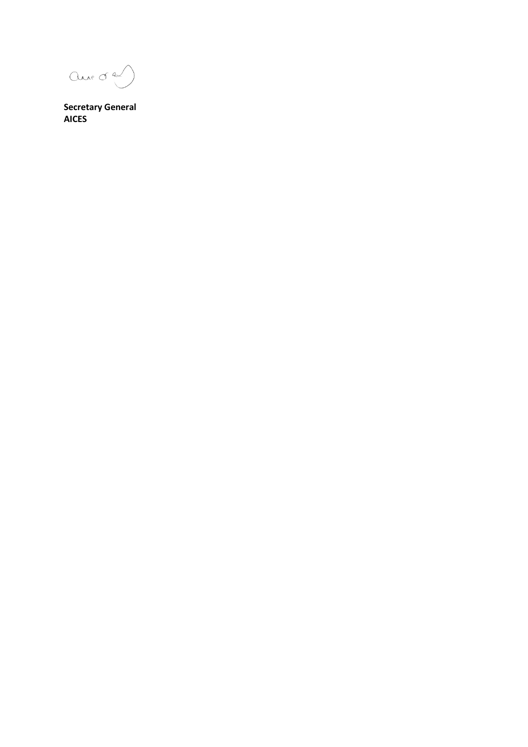**Secretary General**
**AICES**